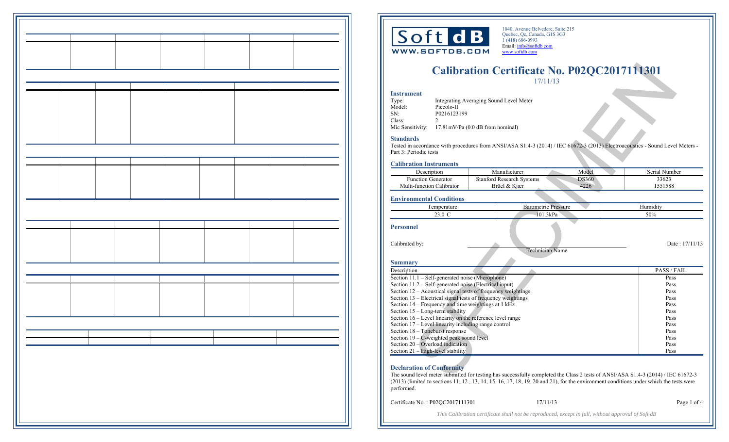1040, Avenue Belvedere, Suite 215
Quebec, Qc, Canada, G1S 3G3
1 (418) 686-0993
Email: info@softdb.com
www.softdb.com

# Calibration Certificate No. P02QC2017111301

17/11/13

### Instrument

Type: Integrating Averaging Sound Level Meter
Model: Piccolo-II
SN: P0216123199
Class: 2
Mic Sensitivity: 17.81mV/Pa (0.0 dB from nominal)

### Standards

Tested in accordance with procedures from ANSI/ASA S1.4-3 (2014) / IEC 61672-3 (2013) Electroacoustics - Sound Level Meters - Part 3: Periodic tests

### Calibration Instruments

| Description | Manufacturer | Model | Serial Number |
|---|---|---|---|
| Function Generator | Stanford Research Systems | DS360 | 33623 |
| Multi-function Calibrator | Brüel & Kjær | 4226 | 1551588 |

### Environmental Conditions

| Temperature | Barometric Pressure | Humidity |
|---|---|---|
| 23.0 C | 101.3kPa | 50% |

### Personnel

Calibrated by: ______________________ Date : 17/11/13

Technician Name

### Summary

| Description | PASS / FAIL |
|---|---|
| Section 11.1 – Self-generated noise (Microphone) | Pass |
| Section 11.2 – Self-generated noise (Electrical input) | Pass |
| Section 12 – Acoustical signal tests of frequency weightings | Pass |
| Section 13 – Electrical signal tests of frequency weightings | Pass |
| Section 14 – Frequency and time weightings at 1 kHz | Pass |
| Section 15 – Long-term stability | Pass |
| Section 16 – Level linearity on the reference level range | Pass |
| Section 17 – Level linearity including range control | Pass |
| Section 18 – Toneburst response | Pass |
| Section 19 – C-weighted peak sound level | Pass |
| Section 20 – Overload indication | Pass |
| Section 21 – High-level stability | Pass |

### Declaration of Conformity

The sound level meter submitted for testing has successfully completed the Class 2 tests of ANSI/ASA S1.4-3 (2014) / IEC 61672-3 (2013) (limited to sections 11, 12 , 13, 14, 15, 16, 17, 18, 19, 20 and 21), for the environment conditions under which the tests were performed.

Certificate No. : P02QC2017111301 17/11/13

*This Calibration certificate shall not be reproduced, except in full, without approval of Soft dB*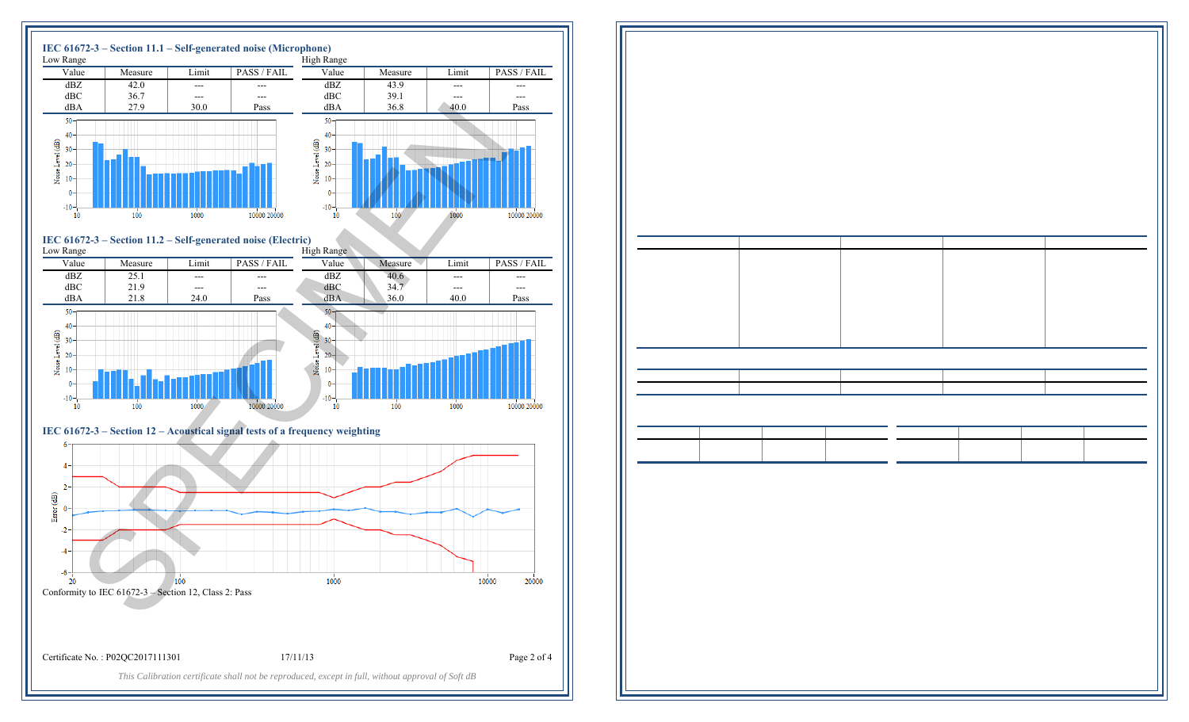## IEC 61672-3 – Section 11.1 – Self-generated noise (Microphone)

Low Range

| Value | Measure | Limit | PASS / FAIL |
|---|---|---|---|
| dBZ | 42.0 | --- | --- |
| dBC | 36.7 | --- | --- |
| dBA | 27.9 | 30.0 | Pass |

High Range

| Value | Measure | Limit | PASS / FAIL |
|---|---|---|---|
| dBZ | 43.9 | --- | --- |
| dBC | 39.1 | --- | --- |
| dBA | 36.8 | 40.0 | Pass |

## IEC 61672-3 – Section 11.2 – Self-generated noise (Electric)

Low Range

| Value | Measure | Limit | PASS / FAIL |
|---|---|---|---|
| dBZ | 25.1 | --- | --- |
| dBC | 21.9 | --- | --- |
| dBA | 21.8 | 24.0 | Pass |

High Range

| Value | Measure | Limit | PASS / FAIL |
|---|---|---|---|
| dBZ | 40.6 | --- | --- |
| dBC | 34.7 | --- | --- |
| dBA | 36.0 | 40.0 | Pass |

## IEC 61672-3 – Section 12 – Acoustical signal tests of a frequency weighting

Conformity to IEC 61672-3 – Section 12, Class 2: Pass

Certificate No. : P02QC2017111301 17/11/13

*This Calibration certificate shall not be reproduced, except in full, without approval of Soft dB*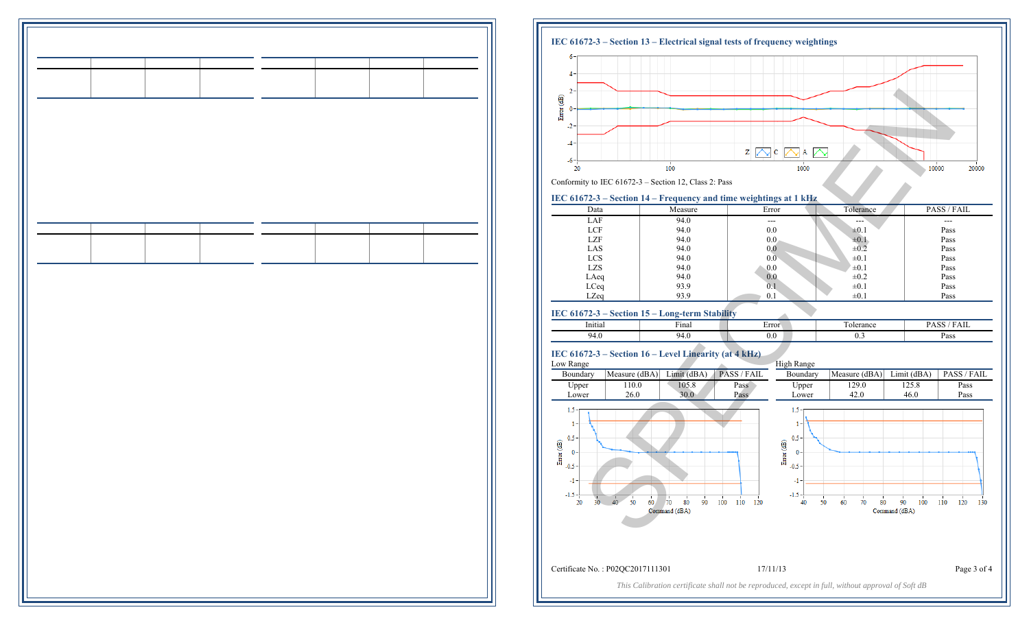## IEC 61672-3 – Section 13 – Electrical signal tests of frequency weightings

Conformity to IEC 61672-3 – Section 12, Class 2: Pass

## IEC 61672-3 – Section 14 – Frequency and time weightings at 1 kHz

| Data | Measure | Error | Tolerance | PASS / FAIL |
|---|---|---|---|---|
| LAF | 94.0 | --- | --- | --- |
| LCF | 94.0 | 0.0 | ±0.1 | Pass |
| LZF | 94.0 | 0.0 | ±0.1 | Pass |
| LAS | 94.0 | 0.0 | ±0.2 | Pass |
| LCS | 94.0 | 0.0 | ±0.1 | Pass |
| LZS | 94.0 | 0.0 | ±0.1 | Pass |
| LAeq | 94.0 | 0.0 | ±0.2 | Pass |
| LCeq | 93.9 | 0.1 | ±0.1 | Pass |
| LZeq | 93.9 | 0.1 | ±0.1 | Pass |

## IEC 61672-3 – Section 15 – Long-term Stability

| Initial | Final | Error | Tolerance | PASS / FAIL |
|---|---|---|---|---|
| 94.0 | 94.0 | 0.0 | 0.3 | Pass |

## IEC 61672-3 – Section 16 – Level Linearity (at 4 kHz)

Low Range

| Boundary | Measure (dBA) | Limit (dBA) | PASS / FAIL |
|---|---|---|---|
| Upper | 110.0 | 105.8 | Pass |
| Lower | 26.0 | 30.0 | Pass |

High Range

| Boundary | Measure (dBA) | Limit (dBA) | PASS / FAIL |
|---|---|---|---|
| Upper | 129.0 | 125.8 | Pass |
| Lower | 42.0 | 46.0 | Pass |

Certificate No. : P02QC2017111301 17/11/13

*This Calibration certificate shall not be reproduced, except in full, without approval of Soft dB*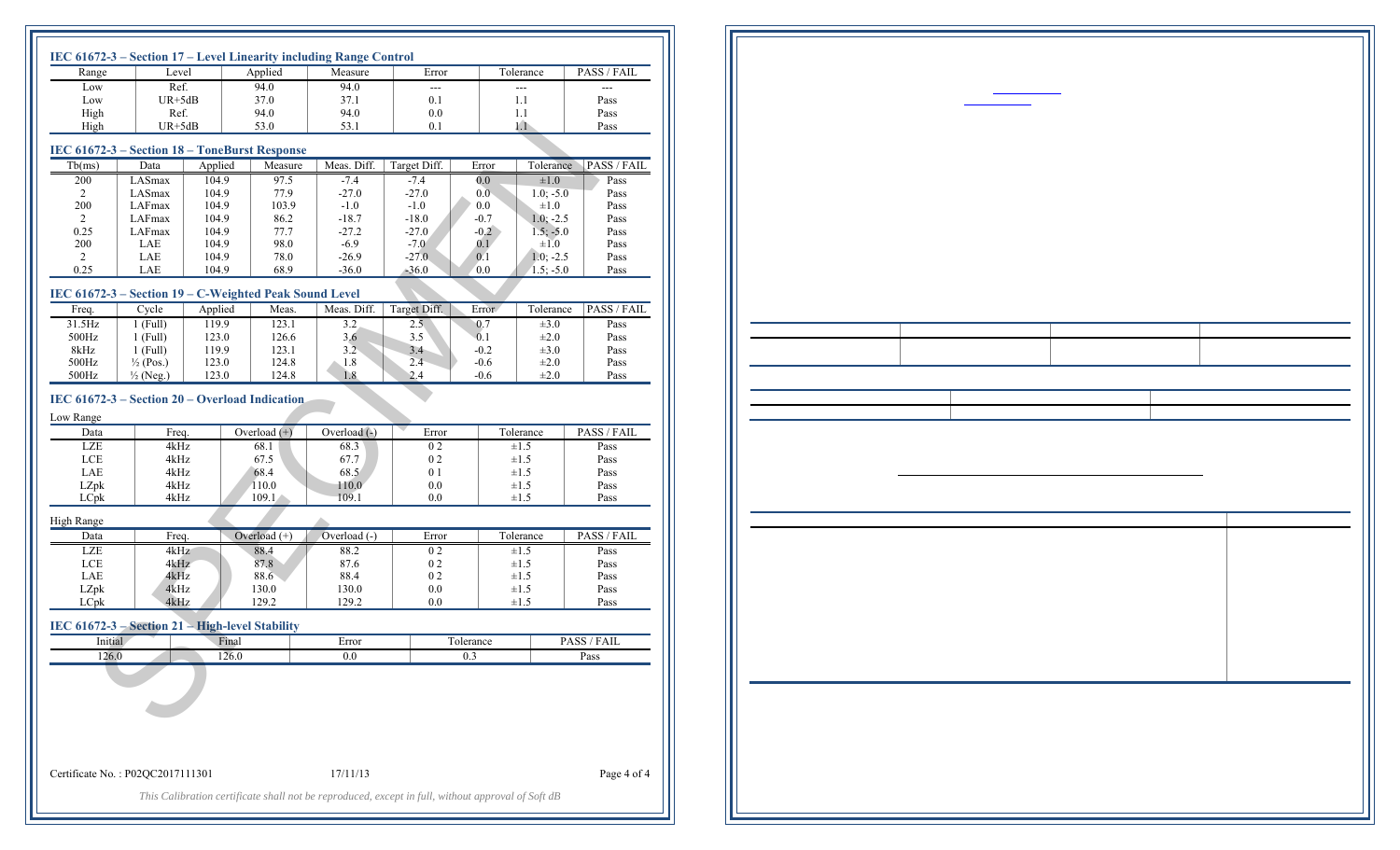### IEC 61672-3 – Section 17 – Level Linearity including Range Control

| Range | Level | Applied | Measure | Error | Tolerance | PASS / FAIL |
|---|---|---|---|---|---|---|
| Low | Ref. | 94.0 | 94.0 | --- | --- | --- |
| Low | UR+5dB | 37.0 | 37.1 | 0.1 | 1.1 | Pass |
| High | Ref. | 94.0 | 94.0 | 0.0 | 1.1 | Pass |
| High | UR+5dB | 53.0 | 53.1 | 0.1 | 1.1 | Pass |

### IEC 61672-3 – Section 18 – ToneBurst Response

| Tb(ms) | Data | Applied | Measure | Meas. Diff. | Target Diff. | Error | Tolerance | PASS / FAIL |
|---|---|---|---|---|---|---|---|---|
| 200 | LASmax | 104.9 | 97.5 | -7.4 | -7.4 | 0.0 | ±1.0 | Pass |
| 2 | LASmax | 104.9 | 77.9 | -27.0 | -27.0 | 0.0 | 1.0; -5.0 | Pass |
| 200 | LAFmax | 104.9 | 103.9 | -1.0 | -1.0 | 0.0 | ±1.0 | Pass |
| 2 | LAFmax | 104.9 | 86.2 | -18.7 | -18.0 | -0.7 | 1.0; -2.5 | Pass |
| 0.25 | LAFmax | 104.9 | 77.7 | -27.2 | -27.0 | -0.2 | 1.5; -5.0 | Pass |
| 200 | LAE | 104.9 | 98.0 | -6.9 | -7.0 | 0.1 | ±1.0 | Pass |
| 2 | LAE | 104.9 | 78.0 | -26.9 | -27.0 | 0.1 | 1.0; -2.5 | Pass |
| 0.25 | LAE | 104.9 | 68.9 | -36.0 | -36.0 | 0.0 | 1.5; -5.0 | Pass |

### IEC 61672-3 – Section 19 – C-Weighted Peak Sound Level

| Freq. | Cycle | Applied | Meas. | Meas. Diff. | Target Diff. | Error | Tolerance | PASS / FAIL |
|---|---|---|---|---|---|---|---|---|
| 31.5Hz | 1 (Full) | 119.9 | 123.1 | 3.2 | 2.5 | 0.7 | ±3.0 | Pass |
| 500Hz | 1 (Full) | 123.0 | 126.6 | 3.6 | 3.5 | 0.1 | ±2.0 | Pass |
| 8kHz | 1 (Full) | 119.9 | 123.1 | 3.2 | 3.4 | -0.2 | ±3.0 | Pass |
| 500Hz | ½ (Pos.) | 123.0 | 124.8 | 1.8 | 2.4 | -0.6 | ±2.0 | Pass |
| 500Hz | ½ (Neg.) | 123.0 | 124.8 | 1.8 | 2.4 | -0.6 | ±2.0 | Pass |

### IEC 61672-3 – Section 20 – Overload Indication

Low Range

| Data | Freq. | Overload (+) | Overload (-) | Error | Tolerance | PASS / FAIL |
|---|---|---|---|---|---|---|
| LZE | 4kHz | 68.1 | 68.3 | 0 2 | ±1.5 | Pass |
| LCE | 4kHz | 67.5 | 67.7 | 0 2 | ±1.5 | Pass |
| LAE | 4kHz | 68.4 | 68.5 | 0 1 | ±1.5 | Pass |
| LZpk | 4kHz | 110.0 | 110.0 | 0.0 | ±1.5 | Pass |
| LCpk | 4kHz | 109.1 | 109.1 | 0.0 | ±1.5 | Pass |

High Range

| Data | Freq. | Overload (+) | Overload (-) | Error | Tolerance | PASS / FAIL |
|---|---|---|---|---|---|---|
| LZE | 4kHz | 88.4 | 88.2 | 0 2 | ±1.5 | Pass |
| LCE | 4kHz | 87.8 | 87.6 | 0 2 | ±1.5 | Pass |
| LAE | 4kHz | 88.6 | 88.4 | 0 2 | ±1.5 | Pass |
| LZpk | 4kHz | 130.0 | 130.0 | 0.0 | ±1.5 | Pass |
| LCpk | 4kHz | 129.2 | 129.2 | 0.0 | ±1.5 | Pass |

### IEC 61672-3 – Section 21 – High-level Stability

| Initial | Final | Error | Tolerance | PASS / FAIL |
|---|---|---|---|---|
| 126.0 | 126.0 | 0.0 | 0.3 | Pass |

Certificate No. : P02QC2017111301    17/11/13

*This Calibration certificate shall not be reproduced, except in full, without approval of Soft dB*